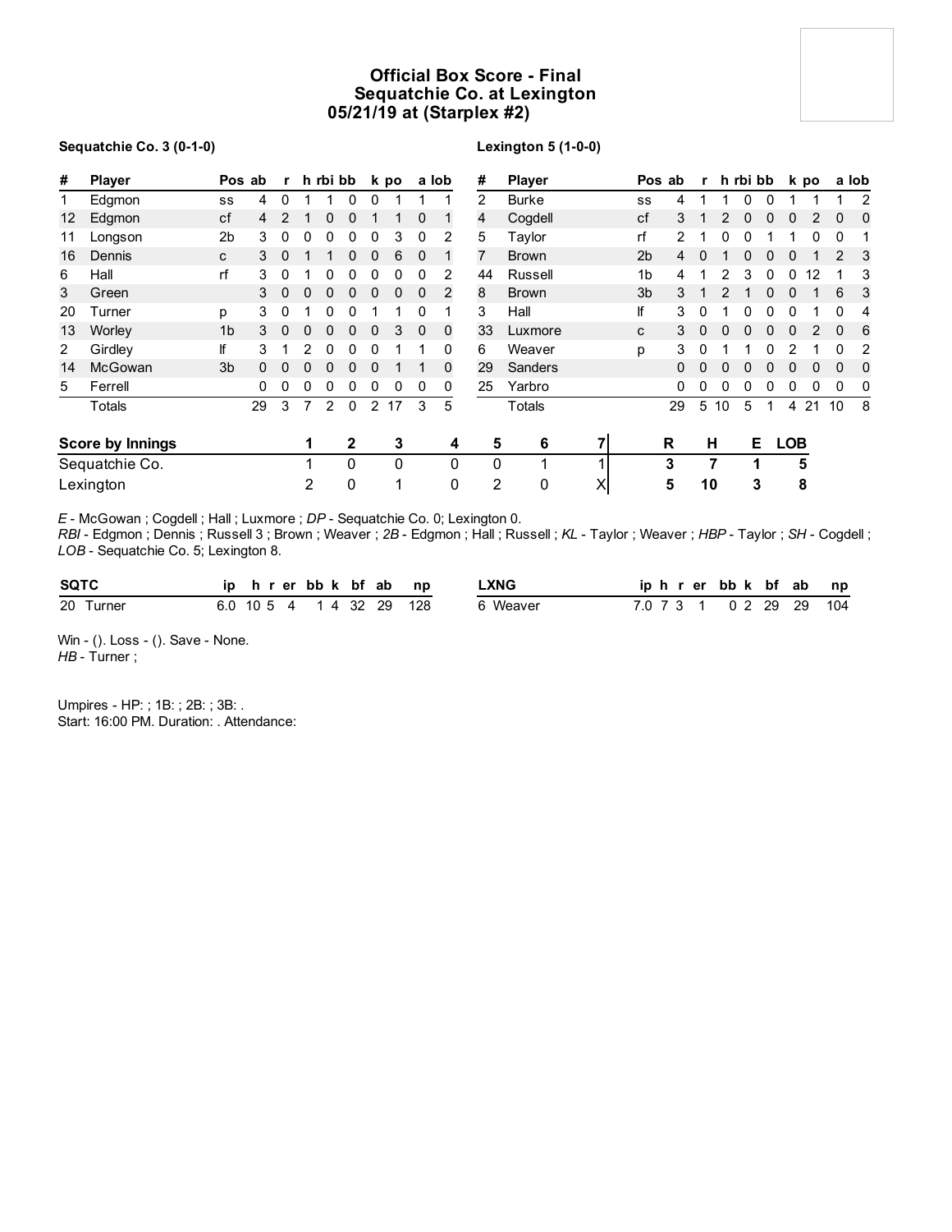# Official Box Score - Final
## Sequatchie Co. at Lexington
## 05/21/19 at (Starplex #2)

**Sequatchie Co. 3 (0-1-0)**

| # | Player | Pos | ab | r | h | rbi | bb | k | po | a | lob |
|---|---|---|---|---|---|---|---|---|---|---|---|
| 1 | Edgmon | ss | 4 | 0 | 1 | 1 | 0 | 0 | 1 | 1 | 1 |
| 12 | Edgmon | cf | 4 | 2 | 1 | 0 | 0 | 1 | 1 | 0 | 1 |
| 11 | Longson | 2b | 3 | 0 | 0 | 0 | 0 | 0 | 3 | 0 | 2 |
| 16 | Dennis | c | 3 | 0 | 1 | 1 | 0 | 0 | 6 | 0 | 1 |
| 6 | Hall | rf | 3 | 0 | 1 | 0 | 0 | 0 | 0 | 0 | 2 |
| 3 | Green | | 3 | 0 | 0 | 0 | 0 | 0 | 0 | 0 | 2 |
| 20 | Turner | p | 3 | 0 | 1 | 0 | 0 | 1 | 1 | 0 | 1 |
| 13 | Worley | 1b | 3 | 0 | 0 | 0 | 0 | 0 | 3 | 0 | 0 |
| 2 | Girdley | lf | 3 | 1 | 2 | 0 | 0 | 0 | 1 | 1 | 0 |
| 14 | McGowan | 3b | 0 | 0 | 0 | 0 | 0 | 0 | 1 | 1 | 0 |
| 5 | Ferrell | | 0 | 0 | 0 | 0 | 0 | 0 | 0 | 0 | 0 |
| | Totals | | 29 | 3 | 7 | 2 | 0 | 2 | 17 | 3 | 5 |

**Lexington 5 (1-0-0)**

| # | Player | Pos | ab | r | h | rbi | bb | k | po | a | lob |
|---|---|---|---|---|---|---|---|---|---|---|---|
| 2 | Burke | ss | 4 | 1 | 1 | 0 | 0 | 1 | 1 | 1 | 2 |
| 4 | Cogdell | cf | 3 | 1 | 2 | 0 | 0 | 0 | 2 | 0 | 0 |
| 5 | Taylor | rf | 2 | 1 | 0 | 0 | 1 | 1 | 0 | 0 | 1 |
| 7 | Brown | 2b | 4 | 0 | 1 | 0 | 0 | 0 | 1 | 2 | 3 |
| 44 | Russell | 1b | 4 | 1 | 2 | 3 | 0 | 0 | 12 | 1 | 3 |
| 8 | Brown | 3b | 3 | 1 | 2 | 1 | 0 | 0 | 1 | 6 | 3 |
| 3 | Hall | lf | 3 | 0 | 1 | 0 | 0 | 0 | 1 | 0 | 4 |
| 33 | Luxmore | c | 3 | 0 | 0 | 0 | 0 | 0 | 2 | 0 | 6 |
| 6 | Weaver | p | 3 | 0 | 1 | 1 | 0 | 2 | 1 | 0 | 2 |
| 29 | Sanders | | 0 | 0 | 0 | 0 | 0 | 0 | 0 | 0 | 0 |
| 25 | Yarbro | | 0 | 0 | 0 | 0 | 0 | 0 | 0 | 0 | 0 |
| | Totals | | 29 | 5 | 10 | 5 | 1 | 4 | 21 | 10 | 8 |

| Score by Innings | 1 | 2 | 3 | 4 | 5 | 6 | 7 | R | H | E | LOB |
|---|---|---|---|---|---|---|---|---|---|---|---|
| Sequatchie Co. | 1 | 0 | 0 | 0 | 0 | 1 | 1 | 3 | 7 | 1 | 5 |
| Lexington | 2 | 0 | 1 | 0 | 2 | 0 | X | 5 | 10 | 3 | 8 |

*E* - McGowan ; Cogdell ; Hall ; Luxmore ; *DP* - Sequatchie Co. 0; Lexington 0.
*RBI* - Edgmon ; Dennis ; Russell 3 ; Brown ; Weaver ; *2B* - Edgmon ; Hall ; Russell ; *KL* - Taylor ; Weaver ; *HBP* - Taylor ; *SH* - Cogdell ; *LOB* - Sequatchie Co. 5; Lexington 8.

| SQTC | ip | h | r | er | bb | k | bf | ab | np |
|---|---|---|---|---|---|---|---|---|---|
| 20 Turner | 6.0 | 10 | 5 | 4 | 1 | 4 | 32 | 29 | 128 |

| LXNG | ip | h | r | er | bb | k | bf | ab | np |
|---|---|---|---|---|---|---|---|---|---|
| 6 Weaver | 7.0 | 7 | 3 | 1 | 0 | 2 | 29 | 29 | 104 |

Win - (). Loss - (). Save - None.
*HB* - Turner ;

Umpires - HP: ; 1B: ; 2B: ; 3B: .
Start: 16:00 PM. Duration: . Attendance: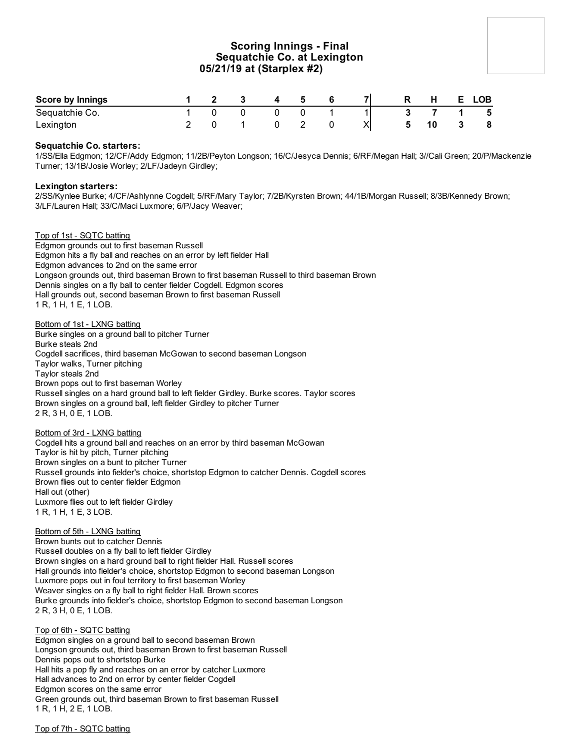## Scoring Innings - Final
### Sequatchie Co. at Lexington
### 05/21/19 at (Starplex #2)

| Score by Innings | 1 | 2 | 3 | 4 | 5 | 6 | 7 | R | H | E | LOB |
|---|---|---|---|---|---|---|---|---|---|---|---|
| Sequatchie Co. | 1 | 0 | 0 | 0 | 0 | 1 | 1 | **3** | **7** | **1** | **5** |
| Lexington | 2 | 0 | 1 | 0 | 2 | 0 | X | **5** | **10** | **3** | **8** |

**Sequatchie Co. starters:**
1/SS/Ella Edgmon; 12/CF/Addy Edgmon; 11/2B/Peyton Longson; 16/C/Jesyca Dennis; 6/RF/Megan Hall; 3//Cali Green; 20/P/Mackenzie Turner; 13/1B/Josie Worley; 2/LF/Jadeyn Girdley;

**Lexington starters:**
2/SS/Kynlee Burke; 4/CF/Ashlynne Cogdell; 5/RF/Mary Taylor; 7/2B/Kyrsten Brown; 44/1B/Morgan Russell; 8/3B/Kennedy Brown; 3/LF/Lauren Hall; 33/C/Maci Luxmore; 6/P/Jacy Weaver;

Top of 1st - SQTC batting
Edgmon grounds out to first baseman Russell
Edgmon hits a fly ball and reaches on an error by left fielder Hall
Edgmon advances to 2nd on the same error
Longson grounds out, third baseman Brown to first baseman Russell to third baseman Brown
Dennis singles on a fly ball to center fielder Cogdell. Edgmon scores
Hall grounds out, second baseman Brown to first baseman Russell
1 R, 1 H, 1 E, 1 LOB.

Bottom of 1st - LXNG batting
Burke singles on a ground ball to pitcher Turner
Burke steals 2nd
Cogdell sacrifices, third baseman McGowan to second baseman Longson
Taylor walks, Turner pitching
Taylor steals 2nd
Brown pops out to first baseman Worley
Russell singles on a hard ground ball to left fielder Girdley. Burke scores. Taylor scores
Brown singles on a ground ball, left fielder Girdley to pitcher Turner
2 R, 3 H, 0 E, 1 LOB.

Bottom of 3rd - LXNG batting
Cogdell hits a ground ball and reaches on an error by third baseman McGowan
Taylor is hit by pitch, Turner pitching
Brown singles on a bunt to pitcher Turner
Russell grounds into fielder's choice, shortstop Edgmon to catcher Dennis. Cogdell scores
Brown flies out to center fielder Edgmon
Hall out (other)
Luxmore flies out to left fielder Girdley
1 R, 1 H, 1 E, 3 LOB.

Bottom of 5th - LXNG batting
Brown bunts out to catcher Dennis
Russell doubles on a fly ball to left fielder Girdley
Brown singles on a hard ground ball to right fielder Hall. Russell scores
Hall grounds into fielder's choice, shortstop Edgmon to second baseman Longson
Luxmore pops out in foul territory to first baseman Worley
Weaver singles on a fly ball to right fielder Hall. Brown scores
Burke grounds into fielder's choice, shortstop Edgmon to second baseman Longson
2 R, 3 H, 0 E, 1 LOB.

Top of 6th - SQTC batting
Edgmon singles on a ground ball to second baseman Brown
Longson grounds out, third baseman Brown to first baseman Russell
Dennis pops out to shortstop Burke
Hall hits a pop fly and reaches on an error by catcher Luxmore
Hall advances to 2nd on error by center fielder Cogdell
Edgmon scores on the same error
Green grounds out, third baseman Brown to first baseman Russell
1 R, 1 H, 2 E, 1 LOB.

Top of 7th - SQTC batting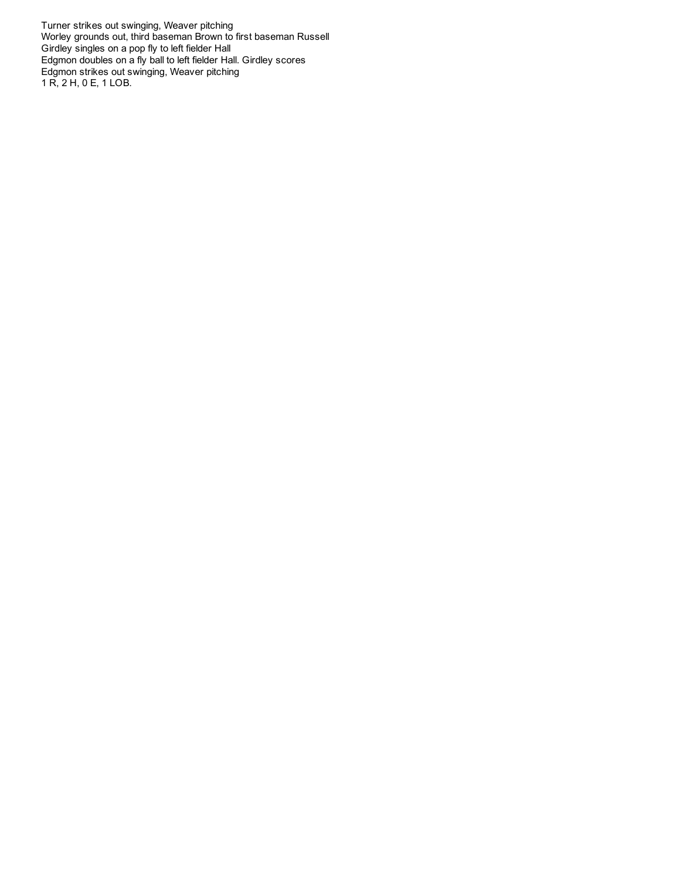Turner strikes out swinging, Weaver pitching
Worley grounds out, third baseman Brown to first baseman Russell
Girdley singles on a pop fly to left fielder Hall
Edgmon doubles on a fly ball to left fielder Hall. Girdley scores
Edgmon strikes out swinging, Weaver pitching
1 R, 2 H, 0 E, 1 LOB.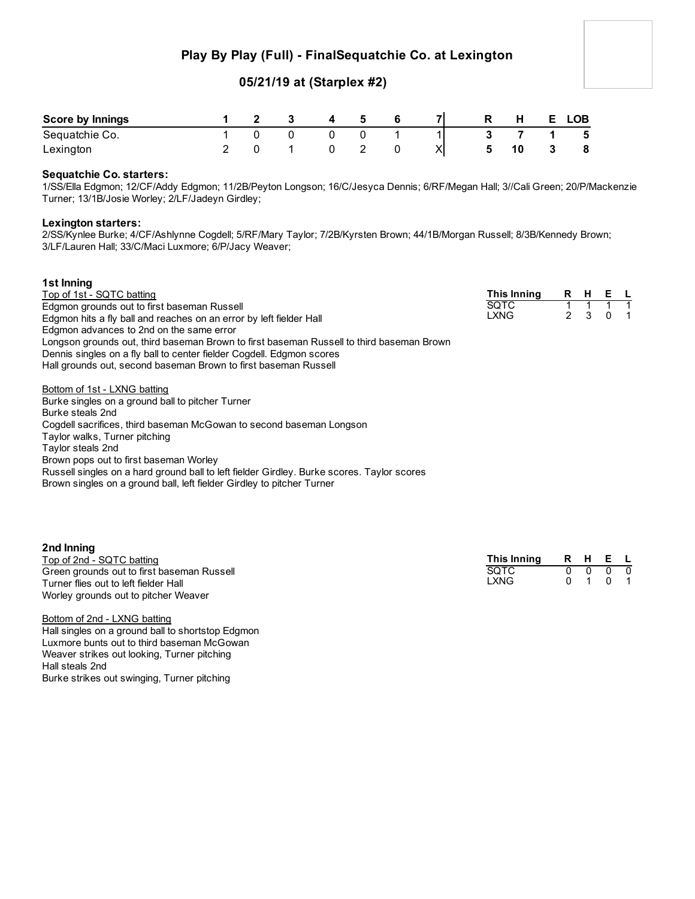# Play By Play (Full) - FinalSequatchie Co. at Lexington

## 05/21/19 at (Starplex #2)

| Score by Innings | 1 | 2 | 3 | 4 | 5 | 6 | 7 | R | H | E | LOB |
|---|---|---|---|---|---|---|---|---|---|---|---|
| Sequatchie Co. | 1 | 0 | 0 | 0 | 0 | 1 | 1 | 3 | 7 | 1 | 5 |
| Lexington | 2 | 0 | 1 | 0 | 2 | 0 | X | 5 | 10 | 3 | 8 |

**Sequatchie Co. starters:**
1/SS/Ella Edgmon; 12/CF/Addy Edgmon; 11/2B/Peyton Longson; 16/C/Jesyca Dennis; 6/RF/Megan Hall; 3//Cali Green; 20/P/Mackenzie Turner; 13/1B/Josie Worley; 2/LF/Jadeyn Girdley;

**Lexington starters:**
2/SS/Kynlee Burke; 4/CF/Ashlynne Cogdell; 5/RF/Mary Taylor; 7/2B/Kyrsten Brown; 44/1B/Morgan Russell; 8/3B/Kennedy Brown; 3/LF/Lauren Hall; 33/C/Maci Luxmore; 6/P/Jacy Weaver;

### 1st Inning

| This Inning | R | H | E | L |
|---|---|---|---|---|
| SQTC | 1 | 1 | 1 | 1 |
| LXNG | 2 | 3 | 0 | 1 |

Top of 1st - SQTC batting

Edgmon grounds out to first baseman Russell
Edgmon hits a fly ball and reaches on an error by left fielder Hall
Edgmon advances to 2nd on the same error
Longson grounds out, third baseman Brown to first baseman Russell to third baseman Brown
Dennis singles on a fly ball to center fielder Cogdell. Edgmon scores
Hall grounds out, second baseman Brown to first baseman Russell

Bottom of 1st - LXNG batting

Burke singles on a ground ball to pitcher Turner
Burke steals 2nd
Cogdell sacrifices, third baseman McGowan to second baseman Longson
Taylor walks, Turner pitching
Taylor steals 2nd
Brown pops out to first baseman Worley
Russell singles on a hard ground ball to left fielder Girdley. Burke scores. Taylor scores
Brown singles on a ground ball, left fielder Girdley to pitcher Turner

### 2nd Inning

| This Inning | R | H | E | L |
|---|---|---|---|---|
| SQTC | 0 | 0 | 0 | 0 |
| LXNG | 0 | 1 | 0 | 1 |

Top of 2nd - SQTC batting

Green grounds out to first baseman Russell
Turner flies out to left fielder Hall
Worley grounds out to pitcher Weaver

Bottom of 2nd - LXNG batting

Hall singles on a ground ball to shortstop Edgmon
Luxmore bunts out to third baseman McGowan
Weaver strikes out looking, Turner pitching
Hall steals 2nd
Burke strikes out swinging, Turner pitching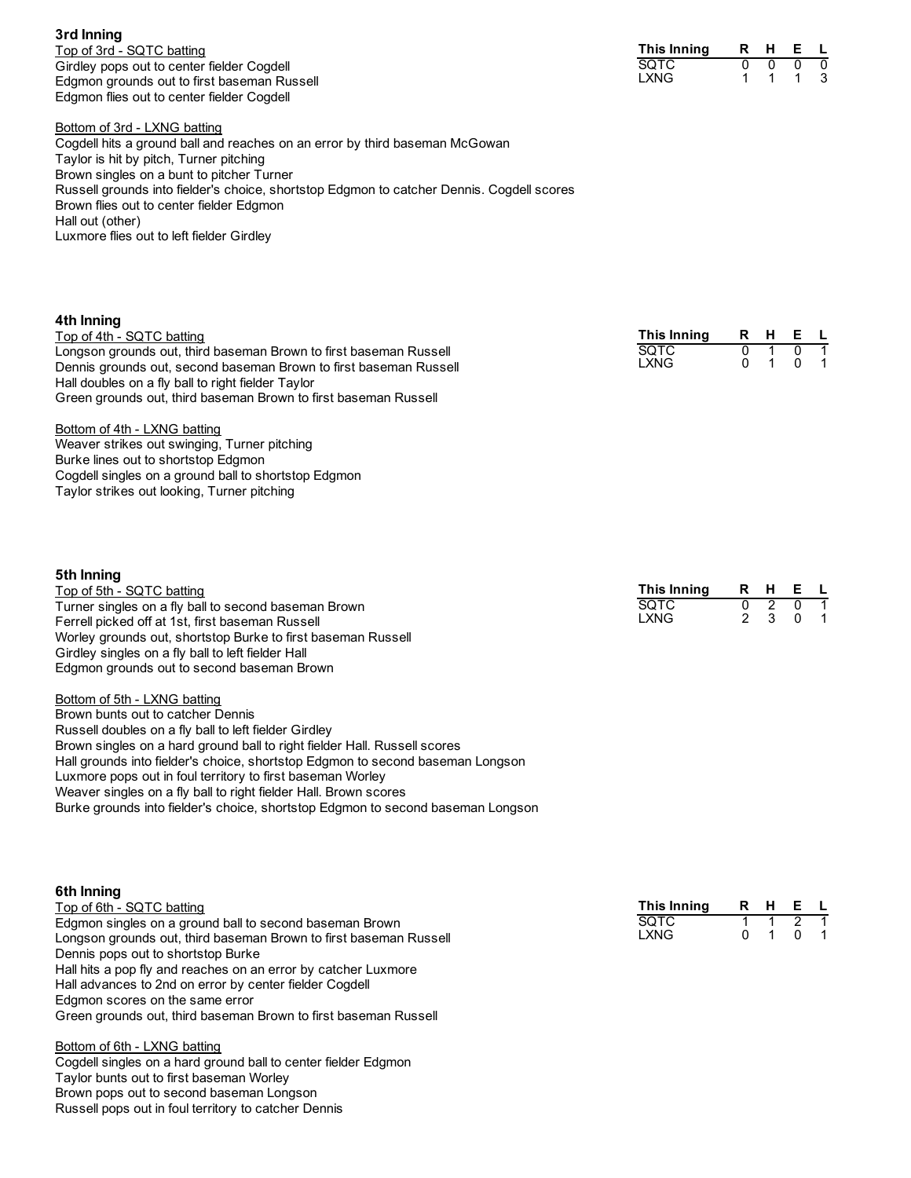## 3rd Inning

| This Inning | R | H | E | L |
|---|---|---|---|---|
| SQTC | 0 | 0 | 0 | 0 |
| LXNG | 1 | 1 | 1 | 3 |

Top of 3rd - SQTC batting

Girdley pops out to center fielder Cogdell
Edgmon grounds out to first baseman Russell
Edgmon flies out to center fielder Cogdell

Bottom of 3rd - LXNG batting

Cogdell hits a ground ball and reaches on an error by third baseman McGowan
Taylor is hit by pitch, Turner pitching
Brown singles on a bunt to pitcher Turner
Russell grounds into fielder's choice, shortstop Edgmon to catcher Dennis. Cogdell scores
Brown flies out to center fielder Edgmon
Hall out (other)
Luxmore flies out to left fielder Girdley

## 4th Inning

| This Inning | R | H | E | L |
|---|---|---|---|---|
| SQTC | 0 | 1 | 0 | 1 |
| LXNG | 0 | 1 | 0 | 1 |

Top of 4th - SQTC batting

Longson grounds out, third baseman Brown to first baseman Russell
Dennis grounds out, second baseman Brown to first baseman Russell
Hall doubles on a fly ball to right fielder Taylor
Green grounds out, third baseman Brown to first baseman Russell

Bottom of 4th - LXNG batting

Weaver strikes out swinging, Turner pitching
Burke lines out to shortstop Edgmon
Cogdell singles on a ground ball to shortstop Edgmon
Taylor strikes out looking, Turner pitching

## 5th Inning

| This Inning | R | H | E | L |
|---|---|---|---|---|
| SQTC | 0 | 2 | 0 | 1 |
| LXNG | 2 | 3 | 0 | 1 |

Top of 5th - SQTC batting

Turner singles on a fly ball to second baseman Brown
Ferrell picked off at 1st, first baseman Russell
Worley grounds out, shortstop Burke to first baseman Russell
Girdley singles on a fly ball to left fielder Hall
Edgmon grounds out to second baseman Brown

Bottom of 5th - LXNG batting

Brown bunts out to catcher Dennis
Russell doubles on a fly ball to left fielder Girdley
Brown singles on a hard ground ball to right fielder Hall. Russell scores
Hall grounds into fielder's choice, shortstop Edgmon to second baseman Longson
Luxmore pops out in foul territory to first baseman Worley
Weaver singles on a fly ball to right fielder Hall. Brown scores
Burke grounds into fielder's choice, shortstop Edgmon to second baseman Longson

## 6th Inning

| This Inning | R | H | E | L |
|---|---|---|---|---|
| SQTC | 1 | 1 | 2 | 1 |
| LXNG | 0 | 1 | 0 | 1 |

Top of 6th - SQTC batting

Edgmon singles on a ground ball to second baseman Brown
Longson grounds out, third baseman Brown to first baseman Russell
Dennis pops out to shortstop Burke
Hall hits a pop fly and reaches on an error by catcher Luxmore
Hall advances to 2nd on error by center fielder Cogdell
Edgmon scores on the same error
Green grounds out, third baseman Brown to first baseman Russell

Bottom of 6th - LXNG batting

Cogdell singles on a hard ground ball to center fielder Edgmon
Taylor bunts out to first baseman Worley
Brown pops out to second baseman Longson
Russell pops out in foul territory to catcher Dennis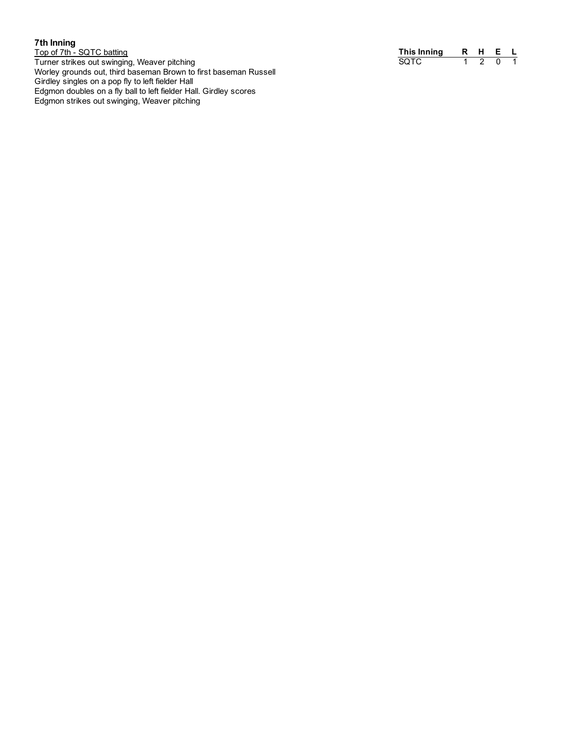**7th Inning**

Top of 7th - SQTC batting

Turner strikes out swinging, Weaver pitching
Worley grounds out, third baseman Brown to first baseman Russell
Girdley singles on a pop fly to left fielder Hall
Edgmon doubles on a fly ball to left fielder Hall. Girdley scores
Edgmon strikes out swinging, Weaver pitching

| This Inning | R | H | E | L |
|---|---|---|---|---|
| SQTC | 1 | 2 | 0 | 1 |